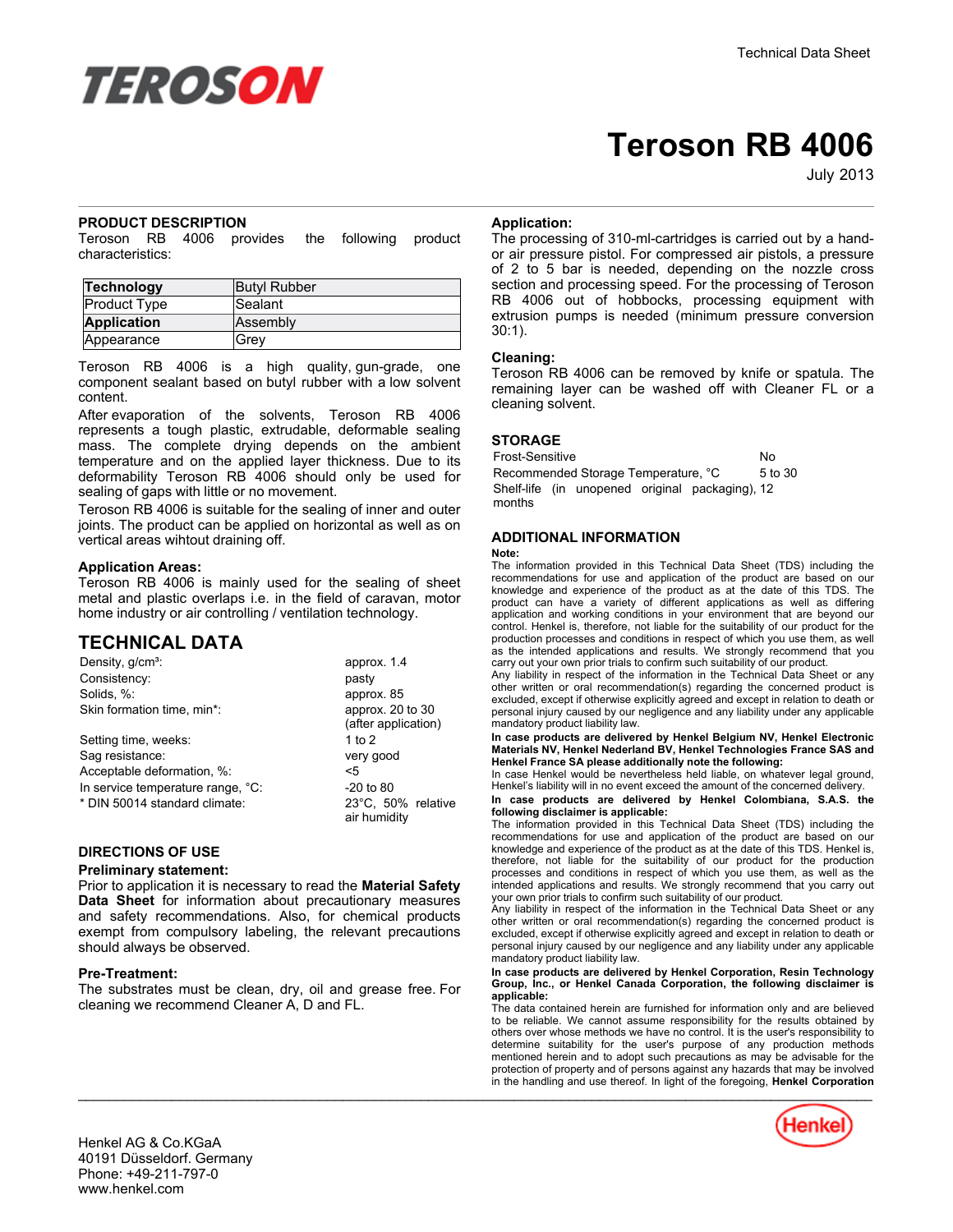Technical Data Sheet

# Teroson RB 4006

July 2013

## PRODUCT DESCRIPTION

Teroson RB 4006 provides the following product characteristics:

| **Technology** | Butyl Rubber |
|---|---|
| Product Type | Sealant |
| **Application** | Assembly |
| Appearance | Grey |

Teroson RB 4006 is a high quality, gun-grade, one component sealant based on butyl rubber with a low solvent content.

After evaporation of the solvents, Teroson RB 4006 represents a tough plastic, extrudable, deformable sealing mass. The complete drying depends on the ambient temperature and on the applied layer thickness. Due to its deformability Teroson RB 4006 should only be used for sealing of gaps with little or no movement.

Teroson RB 4006 is suitable for the sealing of inner and outer joints. The product can be applied on horizontal as well as on vertical areas wihtout draining off.

### Application Areas:

Teroson RB 4006 is mainly used for the sealing of sheet metal and plastic overlaps i.e. in the field of caravan, motor home industry or air controlling / ventilation technology.

## TECHNICAL DATA

| | |
|---|---|
| Density, g/cm³: | approx. 1.4 |
| Consistency: | pasty |
| Solids, %: | approx. 85 |
| Skin formation time, min*: | approx. 20 to 30 (after application) |
| Setting time, weeks: | 1 to 2 |
| Sag resistance: | very good |
| Acceptable deformation, %: | <5 |
| In service temperature range, °C: | -20 to 80 |
| * DIN 50014 standard climate: | 23°C, 50% relative air humidity |

## DIRECTIONS OF USE

### Preliminary statement:

Prior to application it is necessary to read the **Material Safety Data Sheet** for information about precautionary measures and safety recommendations. Also, for chemical products exempt from compulsory labeling, the relevant precautions should always be observed.

### Pre-Treatment:

The substrates must be clean, dry, oil and grease free. For cleaning we recommend Cleaner A, D and FL.

### Application:

The processing of 310-ml-cartridges is carried out by a hand- or air pressure pistol. For compressed air pistols, a pressure of 2 to 5 bar is needed, depending on the nozzle cross section and processing speed. For the processing of Teroson RB 4006 out of hobbocks, processing equipment with extrusion pumps is needed (minimum pressure conversion 30:1).

### Cleaning:

Teroson RB 4006 can be removed by knife or spatula. The remaining layer can be washed off with Cleaner FL or a cleaning solvent.

## STORAGE

| | |
|---|---|
| Frost-Sensitive | No |
| Recommended Storage Temperature, °C | 5 to 30 |
| Shelf-life (in unopened original packaging), months | 12 |

## ADDITIONAL INFORMATION

**Note:**

The information provided in this Technical Data Sheet (TDS) including the recommendations for use and application of the product are based on our knowledge and experience of the product as at the date of this TDS. The product can have a variety of different applications as well as differing application and working conditions in your environment that are beyond our control. Henkel is, therefore, not liable for the suitability of our product for the production processes and conditions in respect of which you use them, as well as the intended applications and results. We strongly recommend that you carry out your own prior trials to confirm such suitability of our product.

Any liability in respect of the information in the Technical Data Sheet or any other written or oral recommendation(s) regarding the concerned product is excluded, except if otherwise explicitly agreed and except in relation to death or personal injury caused by our negligence and any liability under any applicable mandatory product liability law.

**In case products are delivered by Henkel Belgium NV, Henkel Electronic Materials NV, Henkel Nederland BV, Henkel Technologies France SAS and Henkel France SA please additionally note the following:**

In case Henkel would be nevertheless held liable, on whatever legal ground, Henkel's liability will in no event exceed the amount of the concerned delivery.

**In case products are delivered by Henkel Colombiana, S.A.S. the following disclaimer is applicable:**

The information provided in this Technical Data Sheet (TDS) including the recommendations for use and application of the product are based on our knowledge and experience of the product as at the date of this TDS. Henkel is, therefore, not liable for the suitability of our product for the production processes and conditions in respect of which you use them, as well as the intended applications and results. We strongly recommend that you carry out your own prior trials to confirm such suitability of our product.

Any liability in respect of the information in the Technical Data Sheet or any other written or oral recommendation(s) regarding the concerned product is excluded, except if otherwise explicitly agreed and except in relation to death or personal injury caused by our negligence and any liability under any applicable mandatory product liability law.

**In case products are delivered by Henkel Corporation, Resin Technology Group, Inc., or Henkel Canada Corporation, the following disclaimer is applicable:**

The data contained herein are furnished for information only and are believed to be reliable. We cannot assume responsibility for the results obtained by others over whose methods we have no control. It is the user's responsibility to determine suitability for the user's purpose of any production methods mentioned herein and to adopt such precautions as may be advisable for the protection of property and of persons against any hazards that may be involved in the handling and use thereof. In light of the foregoing, **Henkel Corporation**

Henkel AG & Co.KGaA
40191 Düsseldorf. Germany
Phone: +49-211-797-0
www.henkel.com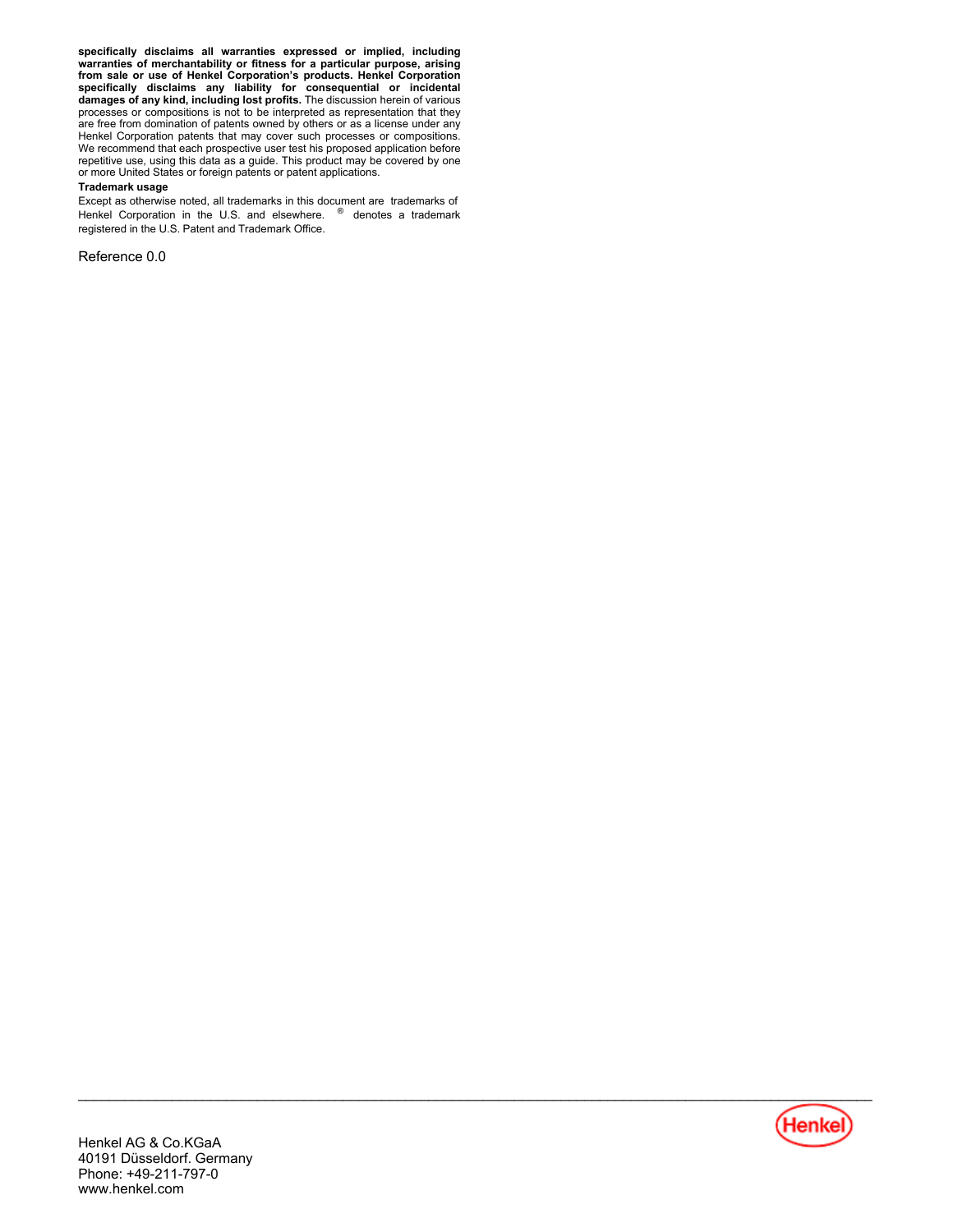**specifically disclaims all warranties expressed or implied, including warranties of merchantability or fitness for a particular purpose, arising from sale or use of Henkel Corporation's products. Henkel Corporation specifically disclaims any liability for consequential or incidental damages of any kind, including lost profits.** The discussion herein of various processes or compositions is not to be interpreted as representation that they are free from domination of patents owned by others or as a license under any Henkel Corporation patents that may cover such processes or compositions. We recommend that each prospective user test his proposed application before repetitive use, using this data as a guide. This product may be covered by one or more United States or foreign patents or patent applications.

**Trademark usage**

Except as otherwise noted, all trademarks in this document are trademarks of Henkel Corporation in the U.S. and elsewhere. ® denotes a trademark registered in the U.S. Patent and Trademark Office.

Reference 0.0

Henkel AG & Co.KGaA
40191 Düsseldorf. Germany
Phone: +49-211-797-0
www.henkel.com